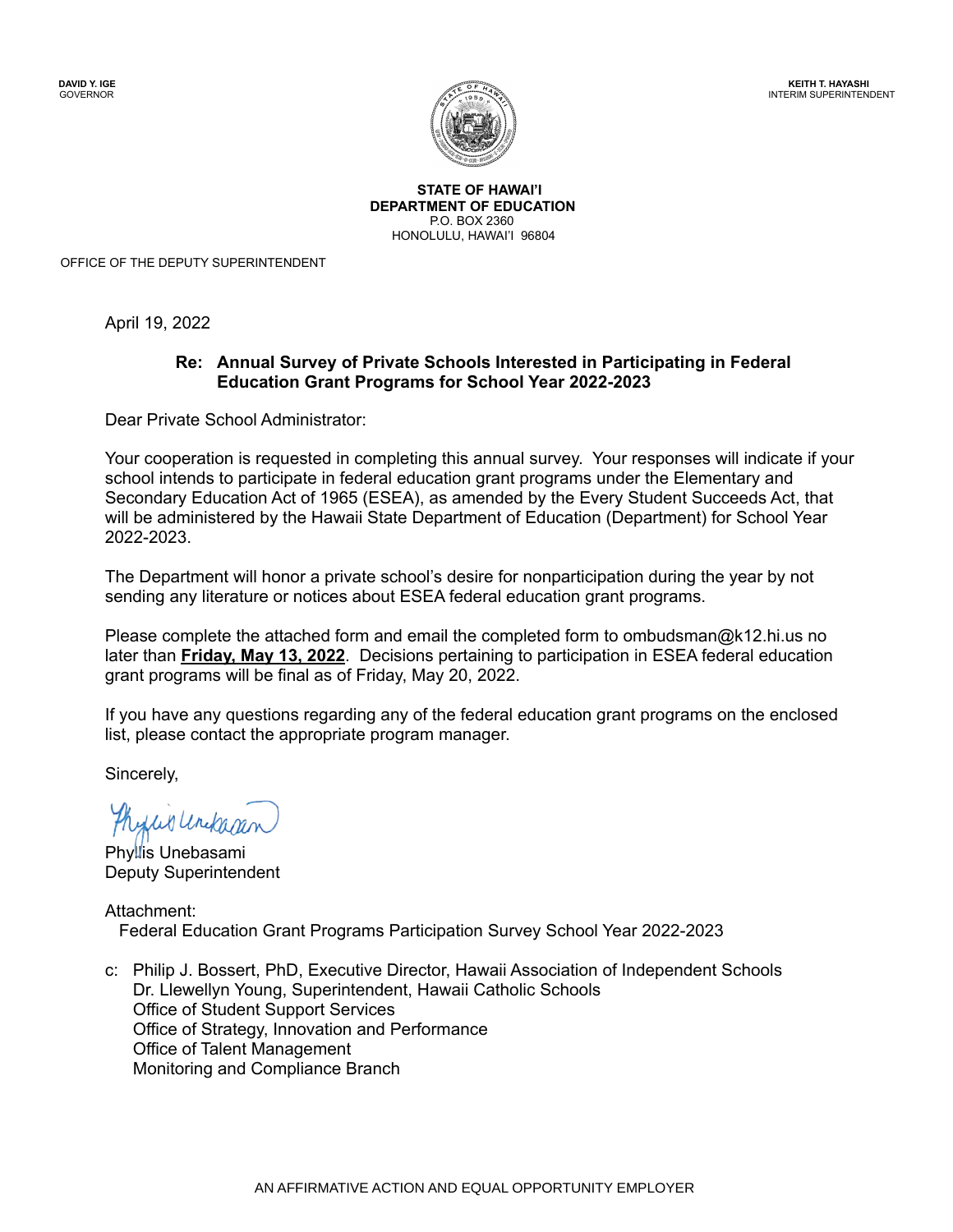**DAVID Y. IGE**
GOVERNOR

**KEITH T. HAYASHI**
INTERIM SUPERINTENDENT

**STATE OF HAWAI'I**
**DEPARTMENT OF EDUCATION**
P.O. BOX 2360
HONOLULU, HAWAI'I 96804

OFFICE OF THE DEPUTY SUPERINTENDENT

April 19, 2022

**Re: Annual Survey of Private Schools Interested in Participating in Federal Education Grant Programs for School Year 2022-2023**

Dear Private School Administrator:

Your cooperation is requested in completing this annual survey. Your responses will indicate if your school intends to participate in federal education grant programs under the Elementary and Secondary Education Act of 1965 (ESEA), as amended by the Every Student Succeeds Act, that will be administered by the Hawaii State Department of Education (Department) for School Year 2022-2023.

The Department will honor a private school's desire for nonparticipation during the year by not sending any literature or notices about ESEA federal education grant programs.

Please complete the attached form and email the completed form to ombudsman@k12.hi.us no later than **Friday, May 13, 2022**. Decisions pertaining to participation in ESEA federal education grant programs will be final as of Friday, May 20, 2022.

If you have any questions regarding any of the federal education grant programs on the enclosed list, please contact the appropriate program manager.

Sincerely,

Phyllis Unebasami
Deputy Superintendent

Attachment:
Federal Education Grant Programs Participation Survey School Year 2022-2023

c: Philip J. Bossert, PhD, Executive Director, Hawaii Association of Independent Schools
Dr. Llewellyn Young, Superintendent, Hawaii Catholic Schools
Office of Student Support Services
Office of Strategy, Innovation and Performance
Office of Talent Management
Monitoring and Compliance Branch

AN AFFIRMATIVE ACTION AND EQUAL OPPORTUNITY EMPLOYER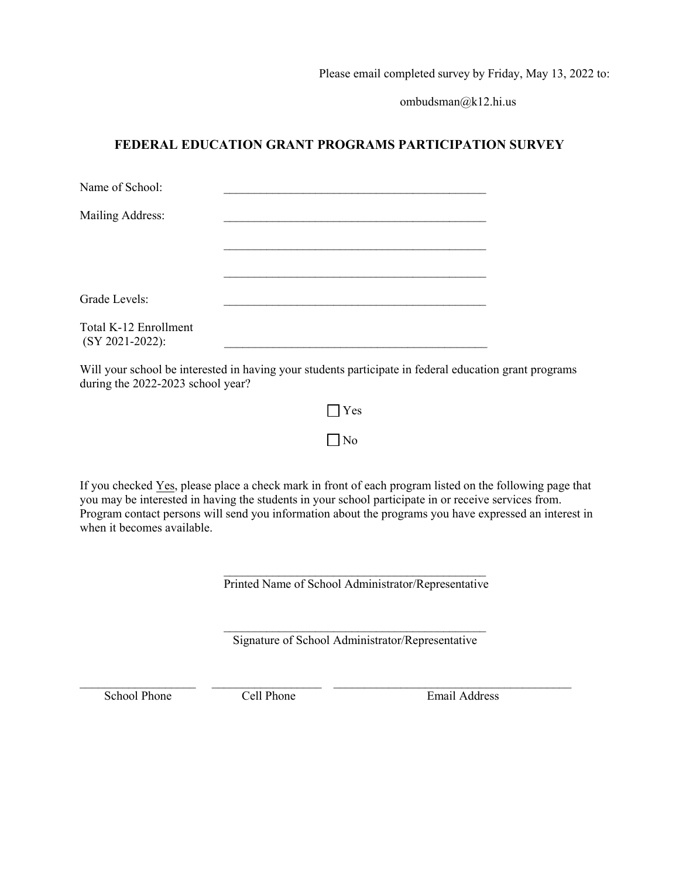Please email completed survey by Friday, May 13, 2022 to:

ombudsman@k12.hi.us

## FEDERAL EDUCATION GRANT PROGRAMS PARTICIPATION SURVEY

Name of School: ____________________________________________

Mailing Address: ____________________________________________

____________________________________________

____________________________________________

Grade Levels: ____________________________________________

Total K-12 Enrollment (SY 2021-2022): ____________________________________________

Will your school be interested in having your students participate in federal education grant programs during the 2022-2023 school year?

☐ Yes

☐ No

If you checked Yes, please place a check mark in front of each program listed on the following page that you may be interested in having the students in your school participate in or receive services from. Program contact persons will send you information about the programs you have expressed an interest in when it becomes available.

____________________________________________
Printed Name of School Administrator/Representative

____________________________________________
Signature of School Administrator/Representative

____________________ ____________________ ____________________________________________
School Phone Cell Phone Email Address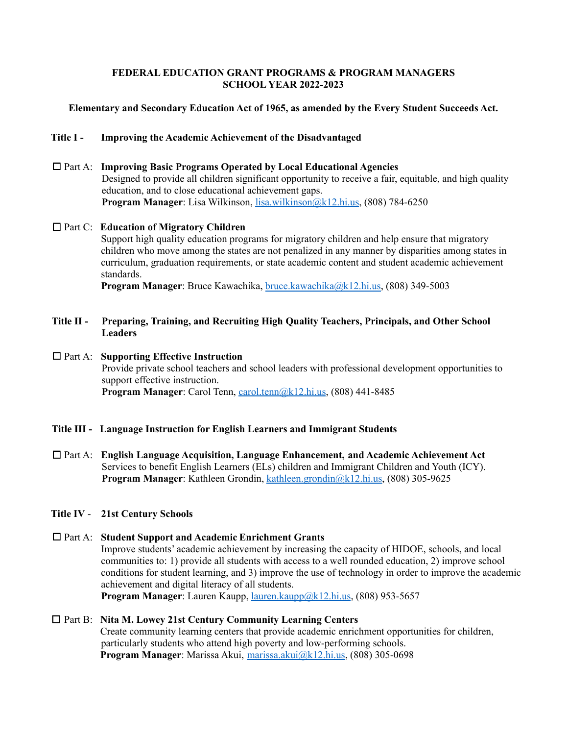**FEDERAL EDUCATION GRANT PROGRAMS & PROGRAM MANAGERS**
**SCHOOL YEAR 2022-2023**

**Elementary and Secondary Education Act of 1965, as amended by the Every Student Succeeds Act.**

## Title I - Improving the Academic Achievement of the Disadvantaged

☐ Part A: **Improving Basic Programs Operated by Local Educational Agencies**
Designed to provide all children significant opportunity to receive a fair, equitable, and high quality education, and to close educational achievement gaps.
**Program Manager**: Lisa Wilkinson, lisa.wilkinson@k12.hi.us, (808) 784-6250

☐ Part C: **Education of Migratory Children**
Support high quality education programs for migratory children and help ensure that migratory children who move among the states are not penalized in any manner by disparities among states in curriculum, graduation requirements, or state academic content and student academic achievement standards.
**Program Manager**: Bruce Kawachika, bruce.kawachika@k12.hi.us, (808) 349-5003

## Title II - Preparing, Training, and Recruiting High Quality Teachers, Principals, and Other School Leaders

☐ Part A: **Supporting Effective Instruction**
Provide private school teachers and school leaders with professional development opportunities to support effective instruction.
**Program Manager**: Carol Tenn, carol.tenn@k12.hi.us, (808) 441-8485

## Title III - Language Instruction for English Learners and Immigrant Students

☐ Part A: **English Language Acquisition, Language Enhancement, and Academic Achievement Act**
Services to benefit English Learners (ELs) children and Immigrant Children and Youth (ICY).
**Program Manager**: Kathleen Grondin, kathleen.grondin@k12.hi.us, (808) 305-9625

## Title IV - 21st Century Schools

☐ Part A: **Student Support and Academic Enrichment Grants**
Improve students' academic achievement by increasing the capacity of HIDOE, schools, and local communities to: 1) provide all students with access to a well rounded education, 2) improve school conditions for student learning, and 3) improve the use of technology in order to improve the academic achievement and digital literacy of all students.
**Program Manager**: Lauren Kaupp, lauren.kaupp@k12.hi.us, (808) 953-5657

☐ Part B: **Nita M. Lowey 21st Century Community Learning Centers**
Create community learning centers that provide academic enrichment opportunities for children, particularly students who attend high poverty and low-performing schools.
**Program Manager**: Marissa Akui, marissa.akui@k12.hi.us, (808) 305-0698